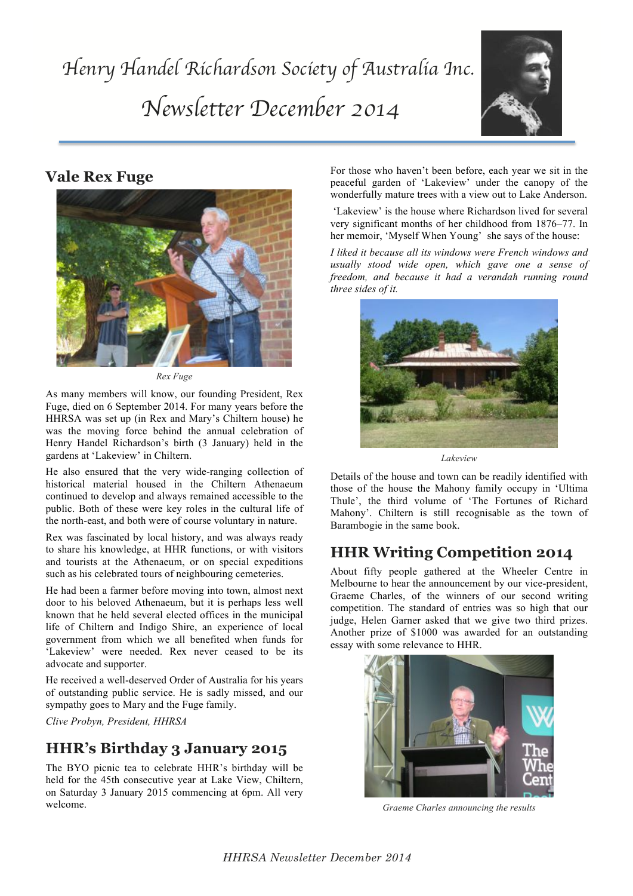# Henry Handel Richardson Society of Australia Inc.

# Newsletter December 2014

## Vale Rex Fuge

*Rex Fuge*

As many members will know, our founding President, Rex Fuge, died on 6 September 2014. For many years before the HHRSA was set up (in Rex and Mary's Chiltern house) he was the moving force behind the annual celebration of Henry Handel Richardson's birth (3 January) held in the gardens at 'Lakeview' in Chiltern.

He also ensured that the very wide-ranging collection of historical material housed in the Chiltern Athenaeum continued to develop and always remained accessible to the public. Both of these were key roles in the cultural life of the north-east, and both were of course voluntary in nature.

Rex was fascinated by local history, and was always ready to share his knowledge, at HHR functions, or with visitors and tourists at the Athenaeum, or on special expeditions such as his celebrated tours of neighbouring cemeteries.

He had been a farmer before moving into town, almost next door to his beloved Athenaeum, but it is perhaps less well known that he held several elected offices in the municipal life of Chiltern and Indigo Shire, an experience of local government from which we all benefited when funds for 'Lakeview' were needed. Rex never ceased to be its advocate and supporter.

He received a well-deserved Order of Australia for his years of outstanding public service. He is sadly missed, and our sympathy goes to Mary and the Fuge family.

*Clive Probyn, President, HHRSA*

## HHR's Birthday 3 January 2015

The BYO picnic tea to celebrate HHR's birthday will be held for the 45th consecutive year at Lake View, Chiltern, on Saturday 3 January 2015 commencing at 6pm. All very welcome.

For those who haven't been before, each year we sit in the peaceful garden of 'Lakeview' under the canopy of the wonderfully mature trees with a view out to Lake Anderson.

'Lakeview' is the house where Richardson lived for several very significant months of her childhood from 1876–77. In her memoir, 'Myself When Young' she says of the house:

*I liked it because all its windows were French windows and usually stood wide open, which gave one a sense of freedom, and because it had a verandah running round three sides of it.*

*Lakeview*

Details of the house and town can be readily identified with those of the house the Mahony family occupy in 'Ultima Thule', the third volume of 'The Fortunes of Richard Mahony'. Chiltern is still recognisable as the town of Barambogie in the same book.

## HHR Writing Competition 2014

About fifty people gathered at the Wheeler Centre in Melbourne to hear the announcement by our vice-president, Graeme Charles, of the winners of our second writing competition. The standard of entries was so high that our judge, Helen Garner asked that we give two third prizes. Another prize of $1000 was awarded for an outstanding essay with some relevance to HHR.

*Graeme Charles announcing the results*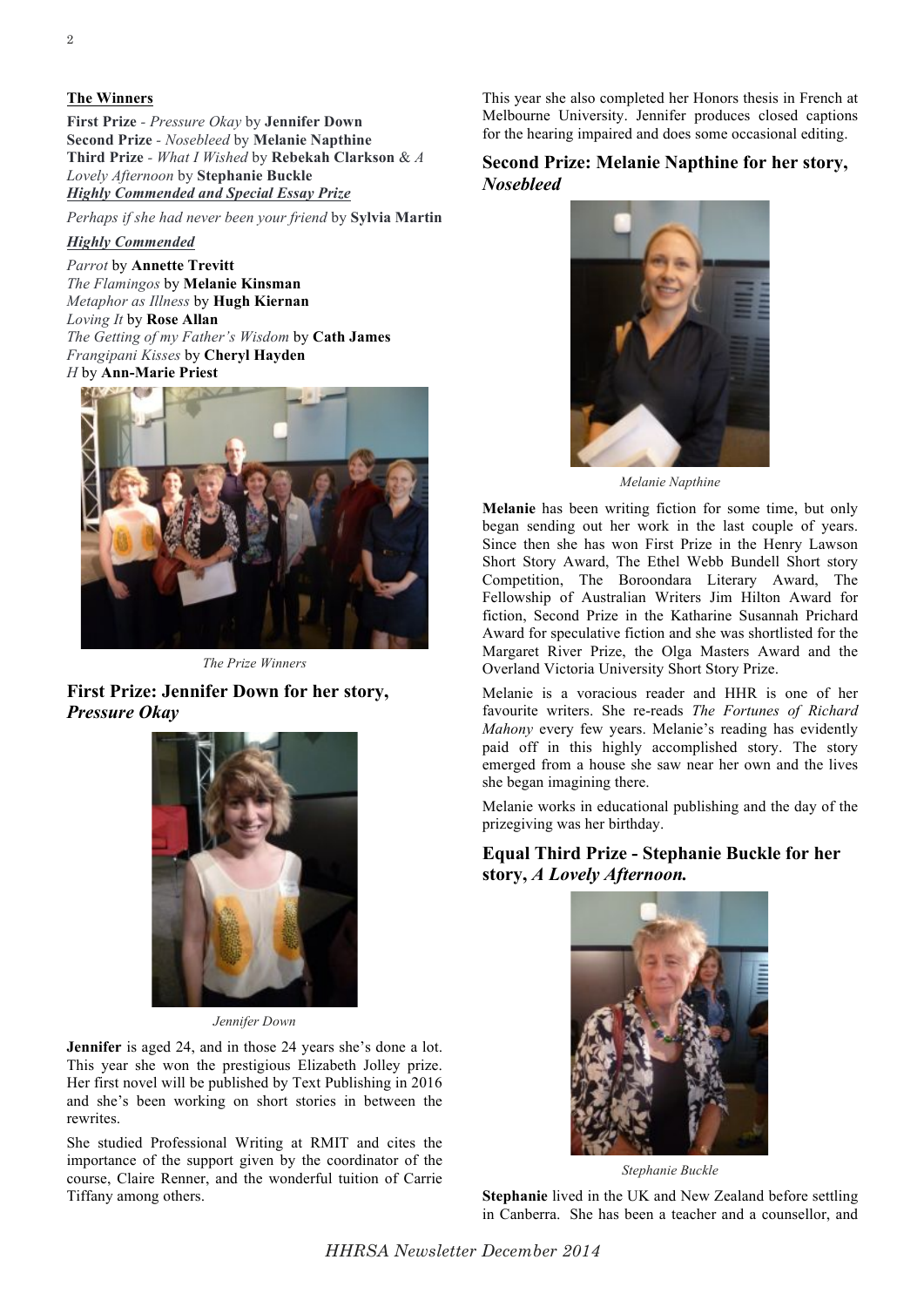**The Winners**

**First Prize** - *Pressure Okay* by **Jennifer Down**
**Second Prize** - *Nosebleed* by **Melanie Napthine**
**Third Prize** - *What I Wished* by **Rebekah Clarkson** & *A Lovely Afternoon* by **Stephanie Buckle**

***Highly Commended and Special Essay Prize***

*Perhaps if she had never been your friend* by **Sylvia Martin**

***Highly Commended***

*Parrot* by **Annette Trevitt**
*The Flamingos* by **Melanie Kinsman**
*Metaphor as Illness* by **Hugh Kiernan**
*Loving It* by **Rose Allan**
*The Getting of my Father's Wisdom* by **Cath James**
*Frangipani Kisses* by **Cheryl Hayden**
*H* by **Ann-Marie Priest**

*The Prize Winners*

## First Prize: Jennifer Down for her story, *Pressure Okay*

*Jennifer Down*

**Jennifer** is aged 24, and in those 24 years she's done a lot. This year she won the prestigious Elizabeth Jolley prize. Her first novel will be published by Text Publishing in 2016 and she's been working on short stories in between the rewrites.

She studied Professional Writing at RMIT and cites the importance of the support given by the coordinator of the course, Claire Renner, and the wonderful tuition of Carrie Tiffany among others.

This year she also completed her Honors thesis in French at Melbourne University. Jennifer produces closed captions for the hearing impaired and does some occasional editing.

## Second Prize: Melanie Napthine for her story, *Nosebleed*

*Melanie Napthine*

**Melanie** has been writing fiction for some time, but only began sending out her work in the last couple of years. Since then she has won First Prize in the Henry Lawson Short Story Award, The Ethel Webb Bundell Short story Competition, The Boroondara Literary Award, The Fellowship of Australian Writers Jim Hilton Award for fiction, Second Prize in the Katharine Susannah Prichard Award for speculative fiction and she was shortlisted for the Margaret River Prize, the Olga Masters Award and the Overland Victoria University Short Story Prize.

Melanie is a voracious reader and HHR is one of her favourite writers. She re-reads *The Fortunes of Richard Mahony* every few years. Melanie's reading has evidently paid off in this highly accomplished story. The story emerged from a house she saw near her own and the lives she began imagining there.

Melanie works in educational publishing and the day of the prizegiving was her birthday.

## Equal Third Prize - Stephanie Buckle for her story, *A Lovely Afternoon.*

*Stephanie Buckle*

**Stephanie** lived in the UK and New Zealand before settling in Canberra. She has been a teacher and a counsellor, and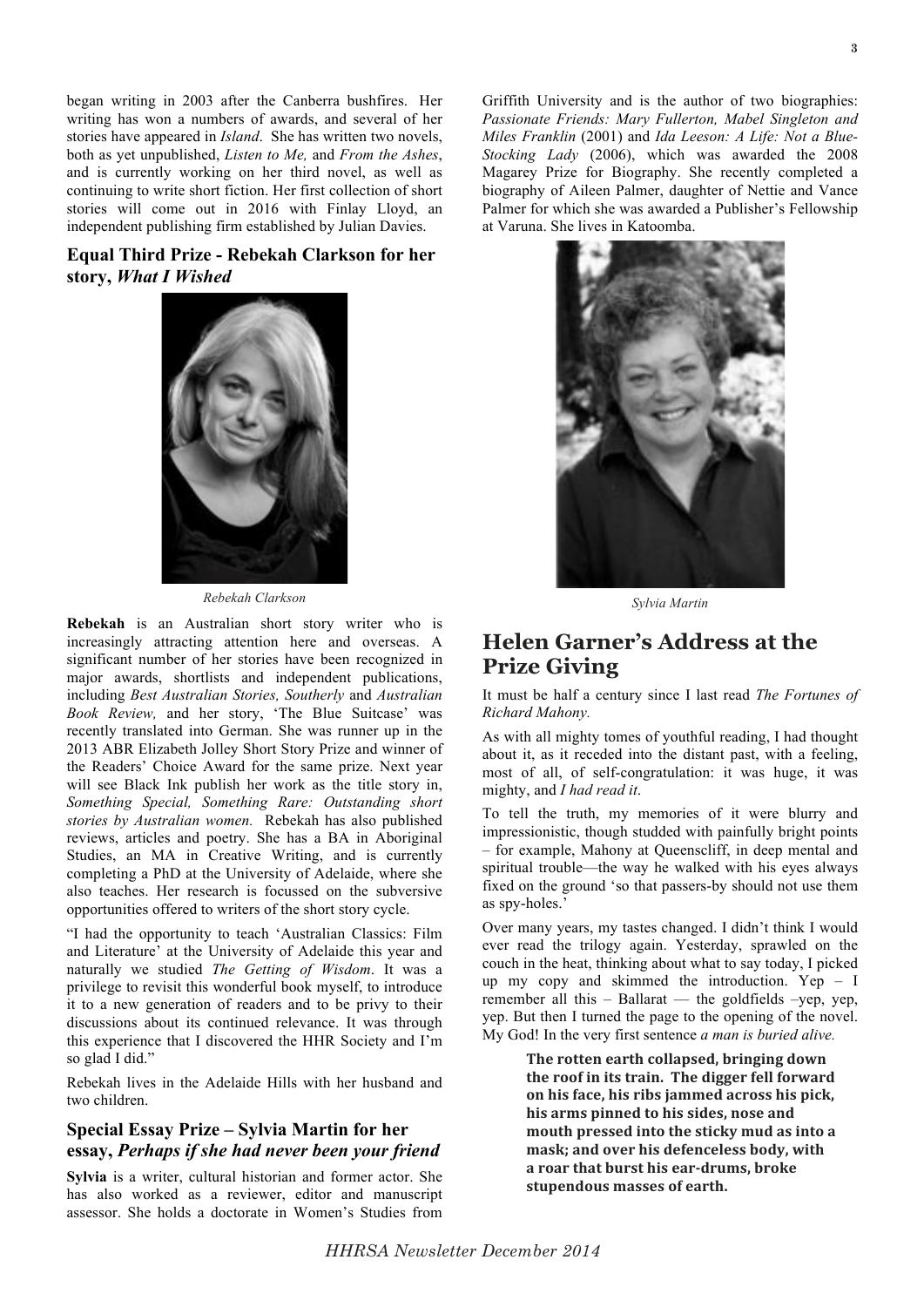began writing in 2003 after the Canberra bushfires. Her writing has won a numbers of awards, and several of her stories have appeared in *Island*. She has written two novels, both as yet unpublished, *Listen to Me,* and *From the Ashes*, and is currently working on her third novel, as well as continuing to write short fiction. Her first collection of short stories will come out in 2016 with Finlay Lloyd, an independent publishing firm established by Julian Davies.

### Equal Third Prize - Rebekah Clarkson for her story, *What I Wished*

*Rebekah Clarkson*

**Rebekah** is an Australian short story writer who is increasingly attracting attention here and overseas. A significant number of her stories have been recognized in major awards, shortlists and independent publications, including *Best Australian Stories, Southerly* and *Australian Book Review,* and her story, 'The Blue Suitcase' was recently translated into German. She was runner up in the 2013 ABR Elizabeth Jolley Short Story Prize and winner of the Readers' Choice Award for the same prize. Next year will see Black Ink publish her work as the title story in, *Something Special, Something Rare: Outstanding short stories by Australian women.* Rebekah has also published reviews, articles and poetry. She has a BA in Aboriginal Studies, an MA in Creative Writing, and is currently completing a PhD at the University of Adelaide, where she also teaches. Her research is focussed on the subversive opportunities offered to writers of the short story cycle.

"I had the opportunity to teach 'Australian Classics: Film and Literature' at the University of Adelaide this year and naturally we studied *The Getting of Wisdom*. It was a privilege to revisit this wonderful book myself, to introduce it to a new generation of readers and to be privy to their discussions about its continued relevance. It was through this experience that I discovered the HHR Society and I'm so glad I did."

Rebekah lives in the Adelaide Hills with her husband and two children.

### Special Essay Prize – Sylvia Martin for her essay, *Perhaps if she had never been your friend*

**Sylvia** is a writer, cultural historian and former actor. She has also worked as a reviewer, editor and manuscript assessor. She holds a doctorate in Women's Studies from Griffith University and is the author of two biographies: *Passionate Friends: Mary Fullerton, Mabel Singleton and Miles Franklin* (2001) and *Ida Leeson: A Life: Not a Blue-Stocking Lady* (2006), which was awarded the 2008 Magarey Prize for Biography. She recently completed a biography of Aileen Palmer, daughter of Nettie and Vance Palmer for which she was awarded a Publisher's Fellowship at Varuna. She lives in Katoomba.

*Sylvia Martin*

## Helen Garner's Address at the Prize Giving

It must be half a century since I last read *The Fortunes of Richard Mahony.*

As with all mighty tomes of youthful reading, I had thought about it, as it receded into the distant past, with a feeling, most of all, of self-congratulation: it was huge, it was mighty, and *I had read it*.

To tell the truth, my memories of it were blurry and impressionistic, though studded with painfully bright points – for example, Mahony at Queenscliff, in deep mental and spiritual trouble—the way he walked with his eyes always fixed on the ground 'so that passers-by should not use them as spy-holes.'

Over many years, my tastes changed. I didn't think I would ever read the trilogy again. Yesterday, sprawled on the couch in the heat, thinking about what to say today, I picked up my copy and skimmed the introduction. Yep – I remember all this – Ballarat — the goldfields –yep, yep, yep. But then I turned the page to the opening of the novel. My God! In the very first sentence *a man is buried alive.*

> **The rotten earth collapsed, bringing down the roof in its train. The digger fell forward on his face, his ribs jammed across his pick, his arms pinned to his sides, nose and mouth pressed into the sticky mud as into a mask; and over his defenceless body, with a roar that burst his ear-drums, broke stupendous masses of earth.**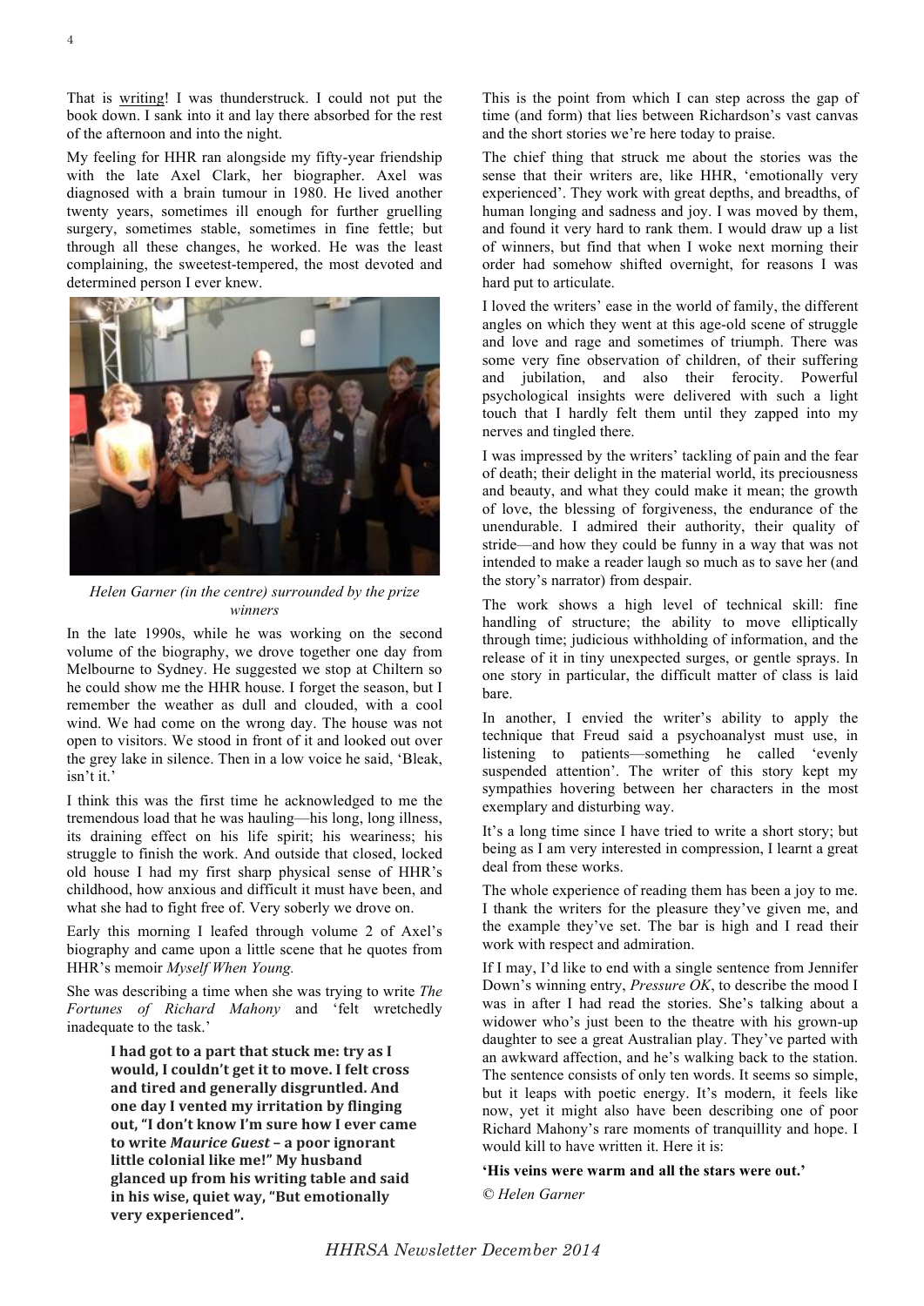That is writing! I was thunderstruck. I could not put the book down. I sank into it and lay there absorbed for the rest of the afternoon and into the night.

My feeling for HHR ran alongside my fifty-year friendship with the late Axel Clark, her biographer. Axel was diagnosed with a brain tumour in 1980. He lived another twenty years, sometimes ill enough for further gruelling surgery, sometimes stable, sometimes in fine fettle; but through all these changes, he worked. He was the least complaining, the sweetest-tempered, the most devoted and determined person I ever knew.

*Helen Garner (in the centre) surrounded by the prize winners*

In the late 1990s, while he was working on the second volume of the biography, we drove together one day from Melbourne to Sydney. He suggested we stop at Chiltern so he could show me the HHR house. I forget the season, but I remember the weather as dull and clouded, with a cool wind. We had come on the wrong day. The house was not open to visitors. We stood in front of it and looked out over the grey lake in silence. Then in a low voice he said, 'Bleak, isn't it.'

I think this was the first time he acknowledged to me the tremendous load that he was hauling—his long, long illness, its draining effect on his life spirit; his weariness; his struggle to finish the work. And outside that closed, locked old house I had my first sharp physical sense of HHR's childhood, how anxious and difficult it must have been, and what she had to fight free of. Very soberly we drove on.

Early this morning I leafed through volume 2 of Axel's biography and came upon a little scene that he quotes from HHR's memoir *Myself When Young.*

She was describing a time when she was trying to write *The Fortunes of Richard Mahony* and 'felt wretchedly inadequate to the task.'

> **I had got to a part that stuck me: try as I would, I couldn't get it to move. I felt cross and tired and generally disgruntled. And one day I vented my irritation by flinging out, "I don't know I'm sure how I ever came to write *Maurice Guest* – a poor ignorant little colonial like me!" My husband glanced up from his writing table and said in his wise, quiet way, "But emotionally very experienced".**

This is the point from which I can step across the gap of time (and form) that lies between Richardson's vast canvas and the short stories we're here today to praise.

The chief thing that struck me about the stories was the sense that their writers are, like HHR, 'emotionally very experienced'. They work with great depths, and breadths, of human longing and sadness and joy. I was moved by them, and found it very hard to rank them. I would draw up a list of winners, but find that when I woke next morning their order had somehow shifted overnight, for reasons I was hard put to articulate.

I loved the writers' ease in the world of family, the different angles on which they went at this age-old scene of struggle and love and rage and sometimes of triumph. There was some very fine observation of children, of their suffering and jubilation, and also their ferocity. Powerful psychological insights were delivered with such a light touch that I hardly felt them until they zapped into my nerves and tingled there.

I was impressed by the writers' tackling of pain and the fear of death; their delight in the material world, its preciousness and beauty, and what they could make it mean; the growth of love, the blessing of forgiveness, the endurance of the unendurable. I admired their authority, their quality of stride—and how they could be funny in a way that was not intended to make a reader laugh so much as to save her (and the story's narrator) from despair.

The work shows a high level of technical skill: fine handling of structure; the ability to move elliptically through time; judicious withholding of information, and the release of it in tiny unexpected surges, or gentle sprays. In one story in particular, the difficult matter of class is laid bare.

In another, I envied the writer's ability to apply the technique that Freud said a psychoanalyst must use, in listening to patients—something he called 'evenly suspended attention'. The writer of this story kept my sympathies hovering between her characters in the most exemplary and disturbing way.

It's a long time since I have tried to write a short story; but being as I am very interested in compression, I learnt a great deal from these works.

The whole experience of reading them has been a joy to me. I thank the writers for the pleasure they've given me, and the example they've set. The bar is high and I read their work with respect and admiration.

If I may, I'd like to end with a single sentence from Jennifer Down's winning entry, *Pressure OK*, to describe the mood I was in after I had read the stories. She's talking about a widower who's just been to the theatre with his grown-up daughter to see a great Australian play. They've parted with an awkward affection, and he's walking back to the station. The sentence consists of only ten words. It seems so simple, but it leaps with poetic energy. It's modern, it feels like now, yet it might also have been describing one of poor Richard Mahony's rare moments of tranquillity and hope. I would kill to have written it. Here it is:

**'His veins were warm and all the stars were out.'**

*© Helen Garner*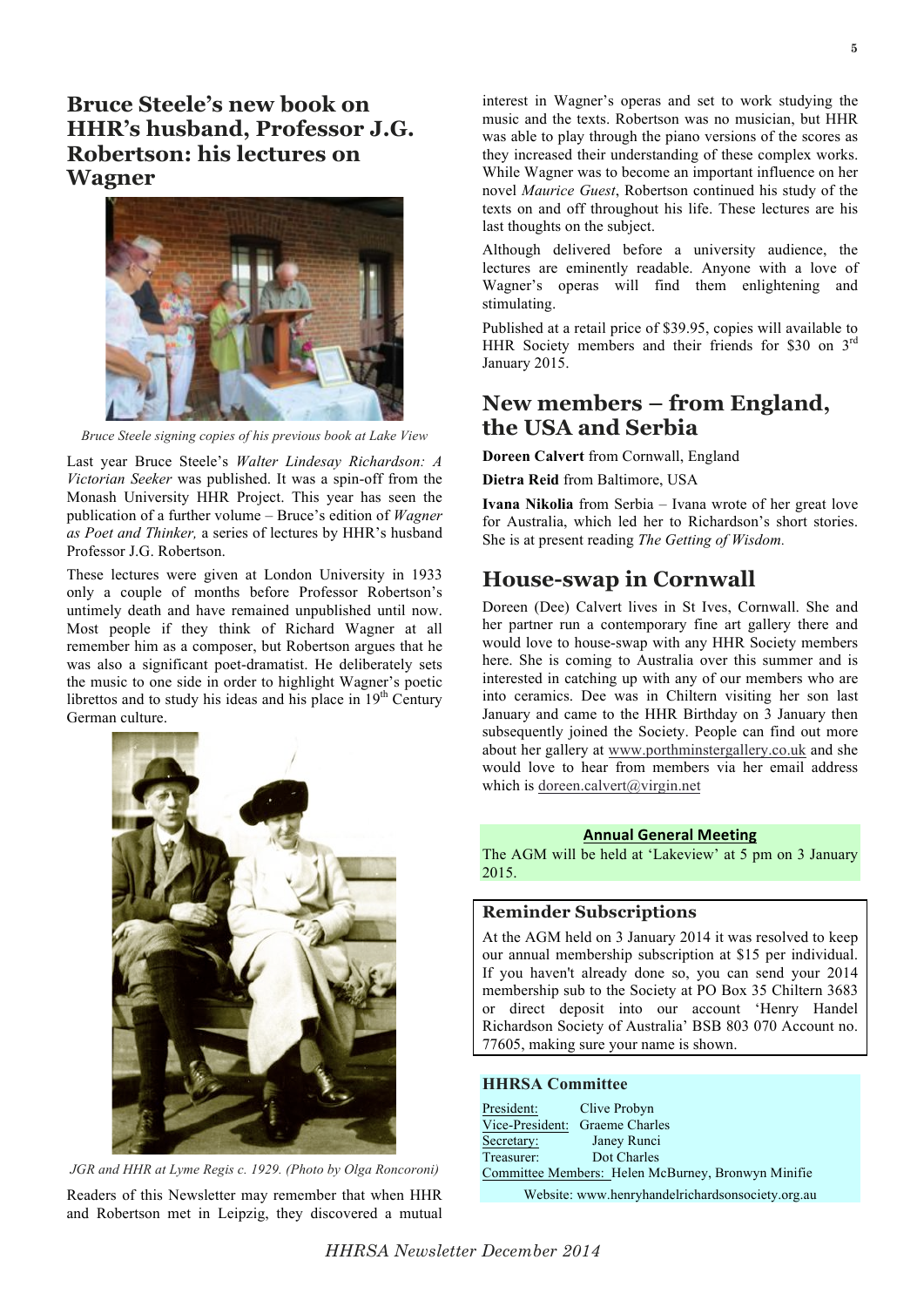## Bruce Steele's new book on HHR's husband, Professor J.G. Robertson: his lectures on Wagner

*Bruce Steele signing copies of his previous book at Lake View*

Last year Bruce Steele's *Walter Lindesay Richardson: A Victorian Seeker* was published. It was a spin-off from the Monash University HHR Project. This year has seen the publication of a further volume – Bruce's edition of *Wagner as Poet and Thinker,* a series of lectures by HHR's husband Professor J.G. Robertson.

These lectures were given at London University in 1933 only a couple of months before Professor Robertson's untimely death and have remained unpublished until now. Most people if they think of Richard Wagner at all remember him as a composer, but Robertson argues that he was also a significant poet-dramatist. He deliberately sets the music to one side in order to highlight Wagner's poetic librettos and to study his ideas and his place in 19th Century German culture.

*JGR and HHR at Lyme Regis c. 1929. (Photo by Olga Roncoroni)*

Readers of this Newsletter may remember that when HHR and Robertson met in Leipzig, they discovered a mutual interest in Wagner's operas and set to work studying the music and the texts. Robertson was no musician, but HHR was able to play through the piano versions of the scores as they increased their understanding of these complex works. While Wagner was to become an important influence on her novel *Maurice Guest*, Robertson continued his study of the texts on and off throughout his life. These lectures are his last thoughts on the subject.

Although delivered before a university audience, the lectures are eminently readable. Anyone with a love of Wagner's operas will find them enlightening and stimulating.

Published at a retail price of $39.95, copies will available to HHR Society members and their friends for $30 on 3rd January 2015.

## New members – from England, the USA and Serbia

**Doreen Calvert** from Cornwall, England

**Dietra Reid** from Baltimore, USA

**Ivana Nikolia** from Serbia – Ivana wrote of her great love for Australia, which led her to Richardson's short stories. She is at present reading *The Getting of Wisdom.*

## House-swap in Cornwall

Doreen (Dee) Calvert lives in St Ives, Cornwall. She and her partner run a contemporary fine art gallery there and would love to house-swap with any HHR Society members here. She is coming to Australia over this summer and is interested in catching up with any of our members who are into ceramics. Dee was in Chiltern visiting her son last January and came to the HHR Birthday on 3 January then subsequently joined the Society. People can find out more about her gallery at www.porthminstergallery.co.uk and she would love to hear from members via her email address which is doreen.calvert@virgin.net

**Annual General Meeting**

The AGM will be held at 'Lakeview' at 5 pm on 3 January 2015.

### Reminder Subscriptions

At the AGM held on 3 January 2014 it was resolved to keep our annual membership subscription at $15 per individual. If you haven't already done so, you can send your 2014 membership sub to the Society at PO Box 35 Chiltern 3683 or direct deposit into our account 'Henry Handel Richardson Society of Australia' BSB 803 070 Account no. 77605, making sure your name is shown.

### HHRSA Committee

President: Clive Probyn
Vice-President: Graeme Charles
Secretary: Janey Runci
Treasurer: Dot Charles
Committee Members: Helen McBurney, Bronwyn Minifie

Website: www.henryhandelrichardsonsociety.org.au